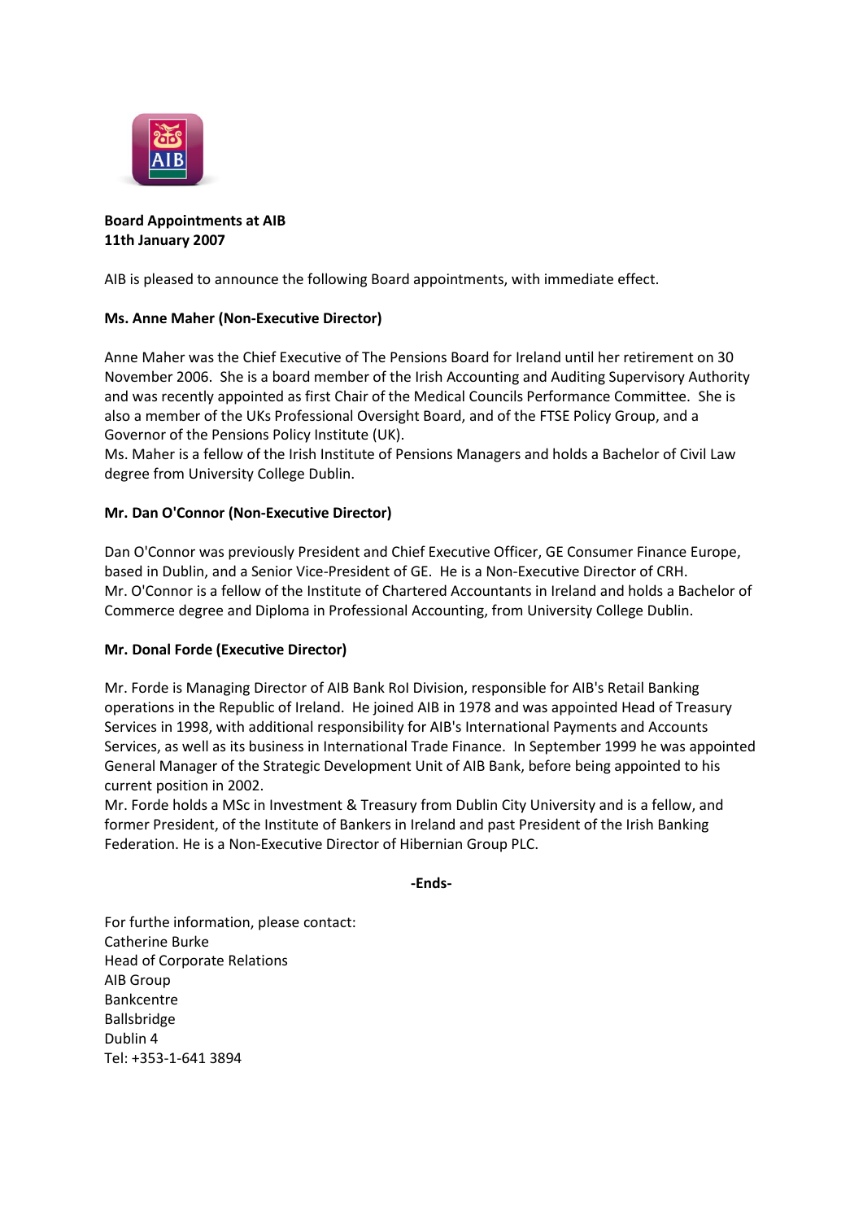**Board Appointments at AIB**
**11th January 2007**

AIB is pleased to announce the following Board appointments, with immediate effect.

**Ms. Anne Maher (Non-Executive Director)**

Anne Maher was the Chief Executive of The Pensions Board for Ireland until her retirement on 30 November 2006. She is a board member of the Irish Accounting and Auditing Supervisory Authority and was recently appointed as first Chair of the Medical Councils Performance Committee. She is also a member of the UKs Professional Oversight Board, and of the FTSE Policy Group, and a Governor of the Pensions Policy Institute (UK).
Ms. Maher is a fellow of the Irish Institute of Pensions Managers and holds a Bachelor of Civil Law degree from University College Dublin.

**Mr. Dan O'Connor (Non-Executive Director)**

Dan O'Connor was previously President and Chief Executive Officer, GE Consumer Finance Europe, based in Dublin, and a Senior Vice-President of GE. He is a Non-Executive Director of CRH.
Mr. O'Connor is a fellow of the Institute of Chartered Accountants in Ireland and holds a Bachelor of Commerce degree and Diploma in Professional Accounting, from University College Dublin.

**Mr. Donal Forde (Executive Director)**

Mr. Forde is Managing Director of AIB Bank RoI Division, responsible for AIB's Retail Banking operations in the Republic of Ireland. He joined AIB in 1978 and was appointed Head of Treasury Services in 1998, with additional responsibility for AIB's International Payments and Accounts Services, as well as its business in International Trade Finance. In September 1999 he was appointed General Manager of the Strategic Development Unit of AIB Bank, before being appointed to his current position in 2002.
Mr. Forde holds a MSc in Investment & Treasury from Dublin City University and is a fellow, and former President, of the Institute of Bankers in Ireland and past President of the Irish Banking Federation. He is a Non-Executive Director of Hibernian Group PLC.

**-Ends-**

For furthe information, please contact:
Catherine Burke
Head of Corporate Relations
AIB Group
Bankcentre
Ballsbridge
Dublin 4
Tel: +353-1-641 3894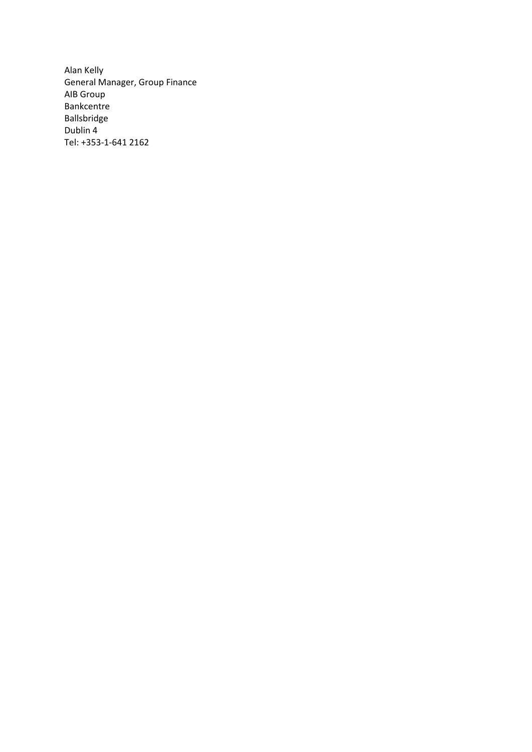Alan Kelly
General Manager, Group Finance
AIB Group
Bankcentre
Ballsbridge
Dublin 4
Tel: +353-1-641 2162